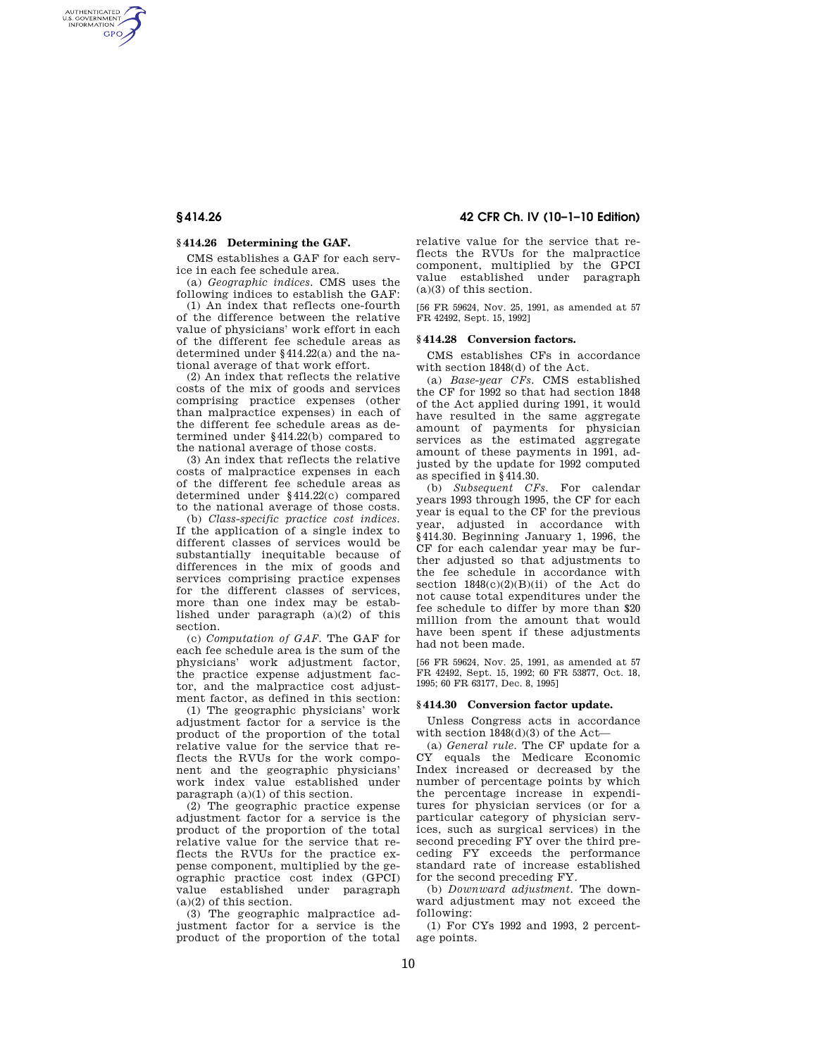## § 414.26 Determining the GAF.

CMS establishes a GAF for each service in each fee schedule area.

(a) *Geographic indices.* CMS uses the following indices to establish the GAF:

(1) An index that reflects one-fourth of the difference between the relative value of physicians' work effort in each of the different fee schedule areas as determined under § 414.22(a) and the national average of that work effort.

(2) An index that reflects the relative costs of the mix of goods and services comprising practice expenses (other than malpractice expenses) in each of the different fee schedule areas as determined under § 414.22(b) compared to the national average of those costs.

(3) An index that reflects the relative costs of malpractice expenses in each of the different fee schedule areas as determined under § 414.22(c) compared to the national average of those costs.

(b) *Class-specific practice cost indices.* If the application of a single index to different classes of services would be substantially inequitable because of differences in the mix of goods and services comprising practice expenses for the different classes of services, more than one index may be established under paragraph (a)(2) of this section.

(c) *Computation of GAF.* The GAF for each fee schedule area is the sum of the physicians' work adjustment factor, the practice expense adjustment factor, and the malpractice cost adjustment factor, as defined in this section:

(1) The geographic physicians' work adjustment factor for a service is the product of the proportion of the total relative value for the service that reflects the RVUs for the work component and the geographic physicians' work index value established under paragraph (a)(1) of this section.

(2) The geographic practice expense adjustment factor for a service is the product of the proportion of the total relative value for the service that reflects the RVUs for the practice expense component, multiplied by the geographic practice cost index (GPCI) value established under paragraph (a)(2) of this section.

(3) The geographic malpractice adjustment factor for a service is the product of the proportion of the total relative value for the service that reflects the RVUs for the malpractice component, multiplied by the GPCI value established under paragraph (a)(3) of this section.

[56 FR 59624, Nov. 25, 1991, as amended at 57 FR 42492, Sept. 15, 1992]

## § 414.28 Conversion factors.

CMS establishes CFs in accordance with section 1848(d) of the Act.

(a) *Base-year CFs.* CMS established the CF for 1992 so that had section 1848 of the Act applied during 1991, it would have resulted in the same aggregate amount of payments for physician services as the estimated aggregate amount of these payments in 1991, adjusted by the update for 1992 computed as specified in § 414.30.

(b) *Subsequent CFs.* For calendar years 1993 through 1995, the CF for each year is equal to the CF for the previous year, adjusted in accordance with § 414.30. Beginning January 1, 1996, the CF for each calendar year may be further adjusted so that adjustments to the fee schedule in accordance with section 1848(c)(2)(B)(ii) of the Act do not cause total expenditures under the fee schedule to differ by more than $20 million from the amount that would have been spent if these adjustments had not been made.

[56 FR 59624, Nov. 25, 1991, as amended at 57 FR 42492, Sept. 15, 1992; 60 FR 53877, Oct. 18, 1995; 60 FR 63177, Dec. 8, 1995]

## § 414.30 Conversion factor update.

Unless Congress acts in accordance with section 1848(d)(3) of the Act—

(a) *General rule.* The CF update for a CY equals the Medicare Economic Index increased or decreased by the number of percentage points by which the percentage increase in expenditures for physician services (or for a particular category of physician services, such as surgical services) in the second preceding FY over the third preceding FY exceeds the performance standard rate of increase established for the second preceding FY.

(b) *Downward adjustment.* The downward adjustment may not exceed the following:

(1) For CYs 1992 and 1993, 2 percentage points.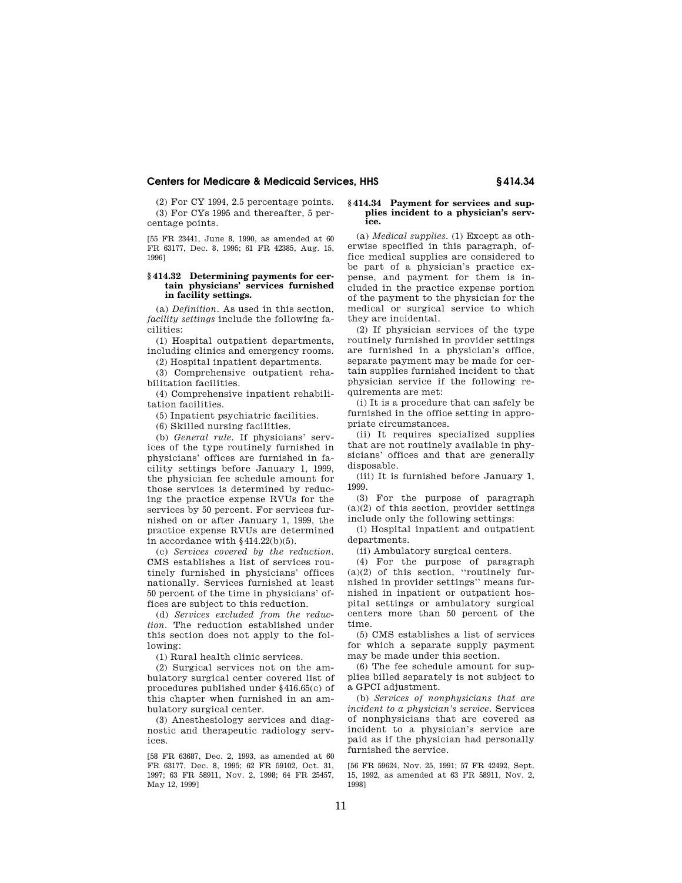(2) For CY 1994, 2.5 percentage points.

(3) For CYs 1995 and thereafter, 5 percentage points.

[55 FR 23441, June 8, 1990, as amended at 60 FR 63177, Dec. 8, 1995; 61 FR 42385, Aug. 15, 1996]

## § 414.32 Determining payments for certain physicians' services furnished in facility settings.

(a) *Definition.* As used in this section, *facility settings* include the following facilities:

(1) Hospital outpatient departments, including clinics and emergency rooms.

(2) Hospital inpatient departments.

(3) Comprehensive outpatient rehabilitation facilities.

(4) Comprehensive inpatient rehabilitation facilities.

(5) Inpatient psychiatric facilities.

(6) Skilled nursing facilities.

(b) *General rule.* If physicians' services of the type routinely furnished in physicians' offices are furnished in facility settings before January 1, 1999, the physician fee schedule amount for those services is determined by reducing the practice expense RVUs for the services by 50 percent. For services furnished on or after January 1, 1999, the practice expense RVUs are determined in accordance with §414.22(b)(5).

(c) *Services covered by the reduction.* CMS establishes a list of services routinely furnished in physicians' offices nationally. Services furnished at least 50 percent of the time in physicians' offices are subject to this reduction.

(d) *Services excluded from the reduction.* The reduction established under this section does not apply to the following:

(1) Rural health clinic services.

(2) Surgical services not on the ambulatory surgical center covered list of procedures published under §416.65(c) of this chapter when furnished in an ambulatory surgical center.

(3) Anesthesiology services and diagnostic and therapeutic radiology services.

[58 FR 63687, Dec. 2, 1993, as amended at 60 FR 63177, Dec. 8, 1995; 62 FR 59102, Oct. 31, 1997; 63 FR 58911, Nov. 2, 1998; 64 FR 25457, May 12, 1999]

## § 414.34 Payment for services and supplies incident to a physician's service.

(a) *Medical supplies.* (1) Except as otherwise specified in this paragraph, office medical supplies are considered to be part of a physician's practice expense, and payment for them is included in the practice expense portion of the payment to the physician for the medical or surgical service to which they are incidental.

(2) If physician services of the type routinely furnished in provider settings are furnished in a physician's office, separate payment may be made for certain supplies furnished incident to that physician service if the following requirements are met:

(i) It is a procedure that can safely be furnished in the office setting in appropriate circumstances.

(ii) It requires specialized supplies that are not routinely available in physicians' offices and that are generally disposable.

(iii) It is furnished before January 1, 1999.

(3) For the purpose of paragraph (a)(2) of this section, provider settings include only the following settings:

(i) Hospital inpatient and outpatient departments.

(ii) Ambulatory surgical centers.

(4) For the purpose of paragraph (a)(2) of this section, ''routinely furnished in provider settings'' means furnished in inpatient or outpatient hospital settings or ambulatory surgical centers more than 50 percent of the time.

(5) CMS establishes a list of services for which a separate supply payment may be made under this section.

(6) The fee schedule amount for supplies billed separately is not subject to a GPCI adjustment.

(b) *Services of nonphysicians that are incident to a physician's service.* Services of nonphysicians that are covered as incident to a physician's service are paid as if the physician had personally furnished the service.

[56 FR 59624, Nov. 25, 1991; 57 FR 42492, Sept. 15, 1992, as amended at 63 FR 58911, Nov. 2, 1998]